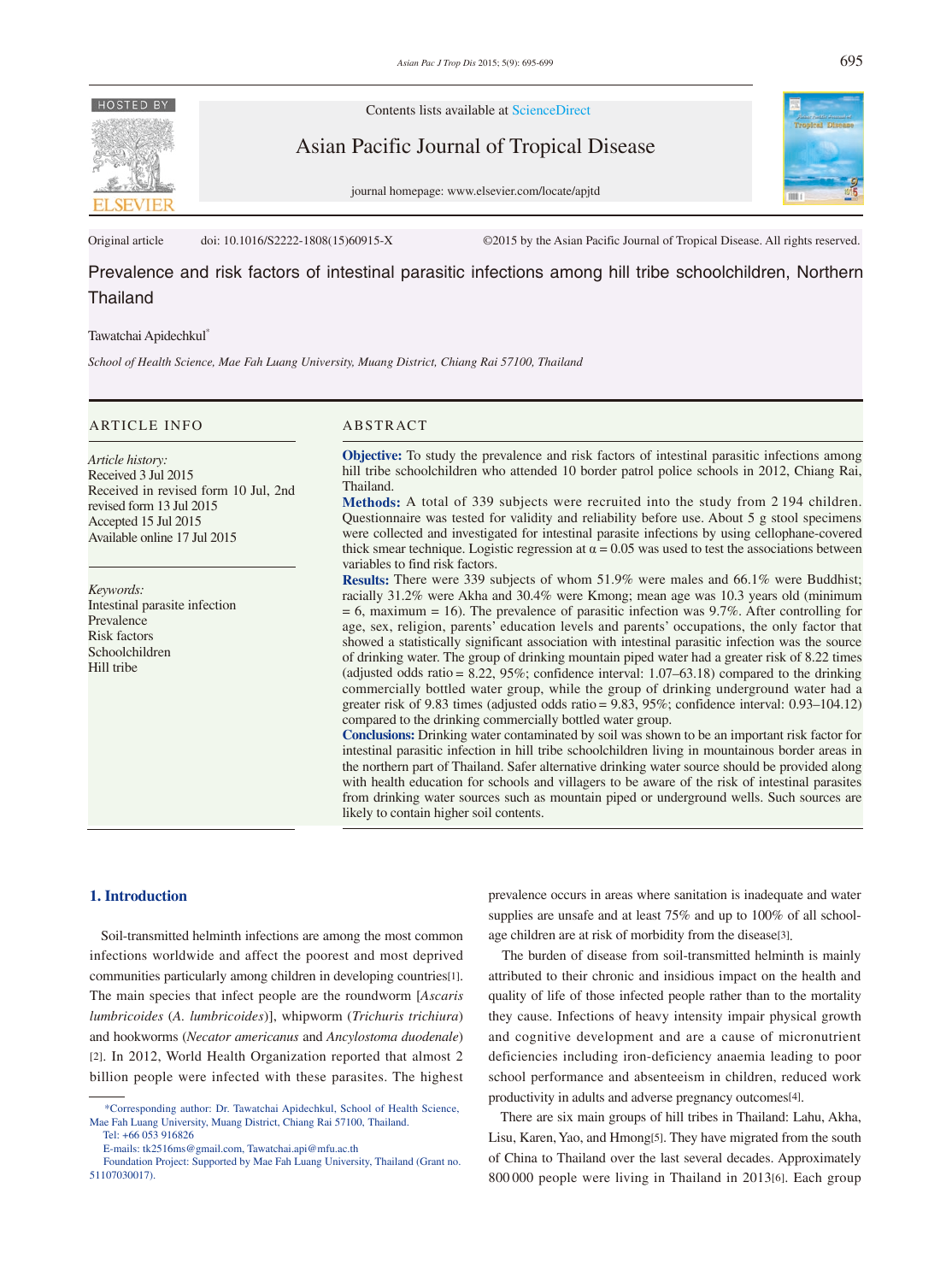Original article doi: 10.1016/S2222-1808(15)60915-X ©2015 by the Asian Pacific Journal of Tropical Disease. All rights reserved.

# Prevalence and risk factors of intestinal parasitic infections among hill tribe schoolchildren, Northern Thailand

Tawatchai Apidechkul*

*School of Health Science, Mae Fah Luang University, Muang District, Chiang Rai 57100, Thailand*

## ARTICLE INFO

*Article history:*
Received 3 Jul 2015
Received in revised form 10 Jul, 2nd revised form 13 Jul 2015
Accepted 15 Jul 2015
Available online 17 Jul 2015

*Keywords:*
Intestinal parasite infection
Prevalence
Risk factors
Schoolchildren
Hill tribe

## ABSTRACT

**Objective:** To study the prevalence and risk factors of intestinal parasitic infections among hill tribe schoolchildren who attended 10 border patrol police schools in 2012, Chiang Rai, Thailand.

**Methods:** A total of 339 subjects were recruited into the study from 2 194 children. Questionnaire was tested for validity and reliability before use. About 5 g stool specimens were collected and investigated for intestinal parasite infections by using cellophane-covered thick smear technique. Logistic regression at $\alpha = 0.05$ was used to test the associations between variables to find risk factors.

**Results:** There were 339 subjects of whom 51.9% were males and 66.1% were Buddhist; racially 31.2% were Akha and 30.4% were Kmong; mean age was 10.3 years old (minimum = 6, maximum = 16). The prevalence of parasitic infection was 9.7%. After controlling for age, sex, religion, parents' education levels and parents' occupations, the only factor that showed a statistically significant association with intestinal parasitic infection was the source of drinking water. The group of drinking mountain piped water had a greater risk of 8.22 times (adjusted odds ratio = 8.22, 95%; confidence interval: 1.07–63.18) compared to the drinking commercially bottled water group, while the group of drinking underground water had a greater risk of 9.83 times (adjusted odds ratio = 9.83, 95%; confidence interval: 0.93–104.12) compared to the drinking commercially bottled water group.

**Conclusions:** Drinking water contaminated by soil was shown to be an important risk factor for intestinal parasitic infection in hill tribe schoolchildren living in mountainous border areas in the northern part of Thailand. Safer alternative drinking water source should be provided along with health education for schools and villagers to be aware of the risk of intestinal parasites from drinking water sources such as mountain piped or underground wells. Such sources are likely to contain higher soil contents.

## 1. Introduction

Soil-transmitted helminth infections are among the most common infections worldwide and affect the poorest and most deprived communities particularly among children in developing countries[1]. The main species that infect people are the roundworm [*Ascaris lumbricoides* (*A. lumbricoides*)], whipworm (*Trichuris trichiura*) and hookworms (*Necator americanus* and *Ancylostoma duodenale*) [2]. In 2012, World Health Organization reported that almost 2 billion people were infected with these parasites. The highest prevalence occurs in areas where sanitation is inadequate and water supplies are unsafe and at least 75% and up to 100% of all school-age children are at risk of morbidity from the disease[3].

The burden of disease from soil-transmitted helminth is mainly attributed to their chronic and insidious impact on the health and quality of life of those infected people rather than to the mortality they cause. Infections of heavy intensity impair physical growth and cognitive development and are a cause of micronutrient deficiencies including iron-deficiency anaemia leading to poor school performance and absenteeism in children, reduced work productivity in adults and adverse pregnancy outcomes[4].

There are six main groups of hill tribes in Thailand: Lahu, Akha, Lisu, Karen, Yao, and Hmong[5]. They have migrated from the south of China to Thailand over the last several decades. Approximately 800 000 people were living in Thailand in 2013[6]. Each group

*Corresponding author: Dr. Tawatchai Apidechkul, School of Health Science, Mae Fah Luang University, Muang District, Chiang Rai 57100, Thailand.
Tel: +66 053 916826
E-mails: tk2516ms@gmail.com, Tawatchai.api@mfu.ac.th
Foundation Project: Supported by Mae Fah Luang University, Thailand (Grant no. 51107030017).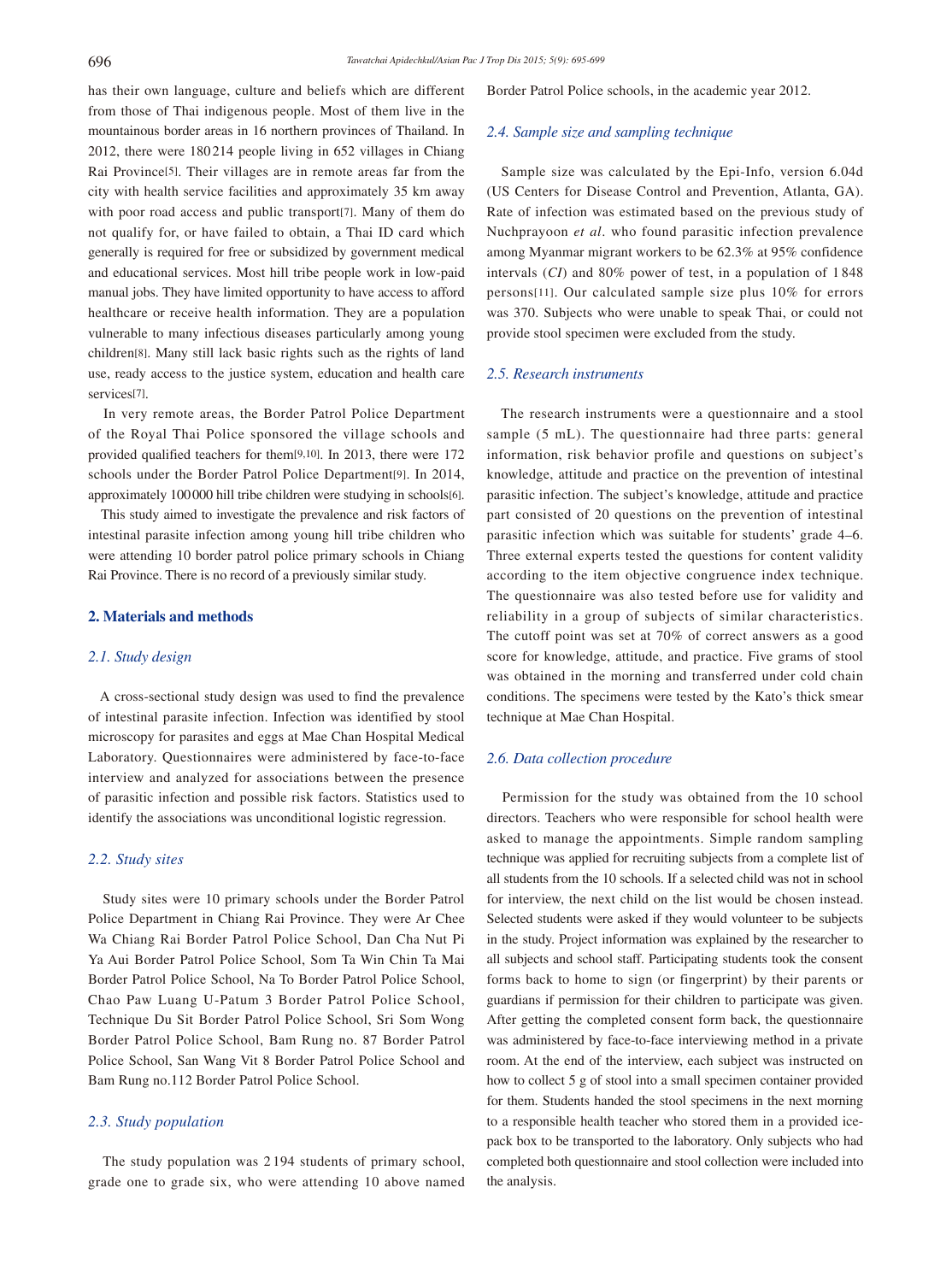has their own language, culture and beliefs which are different from those of Thai indigenous people. Most of them live in the mountainous border areas in 16 northern provinces of Thailand. In 2012, there were 180 214 people living in 652 villages in Chiang Rai Province[5]. Their villages are in remote areas far from the city with health service facilities and approximately 35 km away with poor road access and public transport[7]. Many of them do not qualify for, or have failed to obtain, a Thai ID card which generally is required for free or subsidized by government medical and educational services. Most hill tribe people work in low-paid manual jobs. They have limited opportunity to have access to afford healthcare or receive health information. They are a population vulnerable to many infectious diseases particularly among young children[8]. Many still lack basic rights such as the rights of land use, ready access to the justice system, education and health care services[7].

In very remote areas, the Border Patrol Police Department of the Royal Thai Police sponsored the village schools and provided qualified teachers for them[9,10]. In 2013, there were 172 schools under the Border Patrol Police Department[9]. In 2014, approximately 100 000 hill tribe children were studying in schools[6].

This study aimed to investigate the prevalence and risk factors of intestinal parasite infection among young hill tribe children who were attending 10 border patrol police primary schools in Chiang Rai Province. There is no record of a previously similar study.

## 2. Materials and methods

### 2.1. Study design

A cross-sectional study design was used to find the prevalence of intestinal parasite infection. Infection was identified by stool microscopy for parasites and eggs at Mae Chan Hospital Medical Laboratory. Questionnaires were administered by face-to-face interview and analyzed for associations between the presence of parasitic infection and possible risk factors. Statistics used to identify the associations was unconditional logistic regression.

### 2.2. Study sites

Study sites were 10 primary schools under the Border Patrol Police Department in Chiang Rai Province. They were Ar Chee Wa Chiang Rai Border Patrol Police School, Dan Cha Nut Pi Ya Aui Border Patrol Police School, Som Ta Win Chin Ta Mai Border Patrol Police School, Na To Border Patrol Police School, Chao Paw Luang U-Patum 3 Border Patrol Police School, Technique Du Sit Border Patrol Police School, Sri Som Wong Border Patrol Police School, Bam Rung no. 87 Border Patrol Police School, San Wang Vit 8 Border Patrol Police School and Bam Rung no.112 Border Patrol Police School.

### 2.3. Study population

The study population was 2 194 students of primary school, grade one to grade six, who were attending 10 above named Border Patrol Police schools, in the academic year 2012.

### 2.4. Sample size and sampling technique

Sample size was calculated by the Epi-Info, version 6.04d (US Centers for Disease Control and Prevention, Atlanta, GA). Rate of infection was estimated based on the previous study of Nuchprayoon *et al*. who found parasitic infection prevalence among Myanmar migrant workers to be 62.3% at 95% confidence intervals (*CI*) and 80% power of test, in a population of 1 848 persons[11]. Our calculated sample size plus 10% for errors was 370. Subjects who were unable to speak Thai, or could not provide stool specimen were excluded from the study.

### 2.5. Research instruments

The research instruments were a questionnaire and a stool sample (5 mL). The questionnaire had three parts: general information, risk behavior profile and questions on subject's knowledge, attitude and practice on the prevention of intestinal parasitic infection. The subject's knowledge, attitude and practice part consisted of 20 questions on the prevention of intestinal parasitic infection which was suitable for students' grade 4–6. Three external experts tested the questions for content validity according to the item objective congruence index technique. The questionnaire was also tested before use for validity and reliability in a group of subjects of similar characteristics. The cutoff point was set at 70% of correct answers as a good score for knowledge, attitude, and practice. Five grams of stool was obtained in the morning and transferred under cold chain conditions. The specimens were tested by the Kato's thick smear technique at Mae Chan Hospital.

### 2.6. Data collection procedure

Permission for the study was obtained from the 10 school directors. Teachers who were responsible for school health were asked to manage the appointments. Simple random sampling technique was applied for recruiting subjects from a complete list of all students from the 10 schools. If a selected child was not in school for interview, the next child on the list would be chosen instead. Selected students were asked if they would volunteer to be subjects in the study. Project information was explained by the researcher to all subjects and school staff. Participating students took the consent forms back to home to sign (or fingerprint) by their parents or guardians if permission for their children to participate was given. After getting the completed consent form back, the questionnaire was administered by face-to-face interviewing method in a private room. At the end of the interview, each subject was instructed on how to collect 5 g of stool into a small specimen container provided for them. Students handed the stool specimens in the next morning to a responsible health teacher who stored them in a provided ice-pack box to be transported to the laboratory. Only subjects who had completed both questionnaire and stool collection were included into the analysis.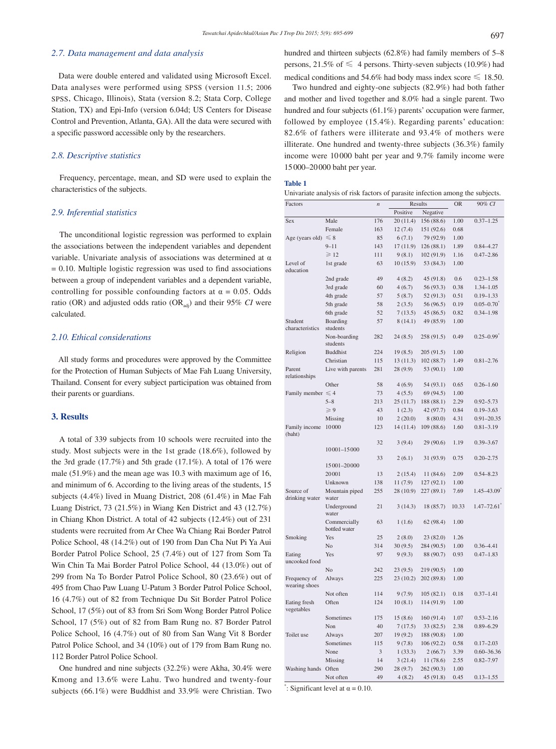### 2.7. Data management and data analysis

Data were double entered and validated using Microsoft Excel. Data analyses were performed using SPSS (version 11.5; 2006 SPSS, Chicago, Illinois), Stata (version 8.2; Stata Corp, College Station, TX) and Epi-Info (version 6.04d; US Centers for Disease Control and Prevention, Atlanta, GA). All the data were secured with a specific password accessible only by the researchers.

### 2.8. Descriptive statistics

Frequency, percentage, mean, and SD were used to explain the characteristics of the subjects.

### 2.9. Inferential statistics

The unconditional logistic regression was performed to explain the associations between the independent variables and dependent variable. Univariate analysis of associations was determined at $\alpha = 0.10$. Multiple logistic regression was used to find associations between a group of independent variables and a dependent variable, controlling for possible confounding factors at $\alpha = 0.05$. Odds ratio (OR) and adjusted odds ratio ($OR_{adj}$) and their 95% *CI* were calculated.

### 2.10. Ethical considerations

All study forms and procedures were approved by the Committee for the Protection of Human Subjects of Mae Fah Luang University, Thailand. Consent for every subject participation was obtained from their parents or guardians.

## 3. Results

A total of 339 subjects from 10 schools were recruited into the study. Most subjects were in the 1st grade (18.6%), followed by the 3rd grade (17.7%) and 5th grade (17.1%). A total of 176 were male (51.9%) and the mean age was 10.3 with maximum age of 16, and minimum of 6. According to the living areas of the students, 15 subjects (4.4%) lived in Muang District, 208 (61.4%) in Mae Fah Luang District, 73 (21.5%) in Wiang Ken District and 43 (12.7%) in Chiang Khon District. A total of 42 subjects (12.4%) out of 231 students were recruited from Ar Chee Wa Chiang Rai Border Patrol Police School, 48 (14.2%) out of 190 from Dan Cha Nut Pi Ya Aui Border Patrol Police School, 25 (7.4%) out of 127 from Som Ta Win Chin Ta Mai Border Patrol Police School, 44 (13.0%) out of 299 from Na To Border Patrol Police School, 80 (23.6%) out of 495 from Chao Paw Luang U-Patum 3 Border Patrol Police School, 16 (4.7%) out of 82 from Technique Du Sit Border Patrol Police School, 17 (5%) out of 83 from Sri Som Wong Border Patrol Police School, 17 (5%) out of 82 from Bam Rung no. 87 Border Patrol Police School, 16 (4.7%) out of 80 from San Wang Vit 8 Border Patrol Police School, and 34 (10%) out of 179 from Bam Rung no. 112 Border Patrol Police School.

One hundred and nine subjects (32.2%) were Akha, 30.4% were Kmong and 13.6% were Lahu. Two hundred and twenty-four subjects (66.1%) were Buddhist and 33.9% were Christian. Two hundred and thirteen subjects (62.8%) had family members of 5–8 persons, 21.5% of ≤ 4 persons. Thirty-seven subjects (10.9%) had medical conditions and 54.6% had body mass index score ≤ 18.50.

Two hundred and eighty-one subjects (82.9%) had both father and mother and lived together and 8.0% had a single parent. Two hundred and four subjects (61.1%) parents' occupation were farmer, followed by employee (15.4%). Regarding parents' education: 82.6% of fathers were illiterate and 93.4% of mothers were illiterate. One hundred and twenty-three subjects (36.3%) family income were 10 000 baht per year and 9.7% family income were 15 000–20 000 baht per year.

**Table 1**

Univariate analysis of risk factors of parasite infection among the subjects.

| Factors | | *n* | Results | | OR | 90% *CI* |
|---|---|---|---|---|---|---|
| | | | Positive | Negative | | |
| Sex | Male | 176 | 20 (11.4) | 156 (88.6) | 1.00 | 0.37–1.25 |
| | Female | 163 | 12 (7.4) | 151 (92.6) | 0.68 | |
| Age (years old) | ≤ 8 | 85 | 6 (7.1) | 79 (92.9) | 1.00 | |
| | 9–11 | 143 | 17 (11.9) | 126 (88.1) | 1.89 | 0.84–4.27 |
| | ≥ 12 | 111 | 9 (8.1) | 102 (91.9) | 1.16 | 0.47–2.86 |
| Level of education | 1st grade | 63 | 10 (15.9) | 53 (84.3) | 1.00 | |
| | 2nd grade | 49 | 4 (8.2) | 45 (91.8) | 0.6 | 0.23–1.58 |
| | 3rd grade | 60 | 4 (6.7) | 56 (93.3) | 0.38 | 1.34–1.05 |
| | 4th grade | 57 | 5 (8.7) | 52 (91.3) | 0.51 | 0.19–1.33 |
| | 5th grade | 58 | 2 (3.5) | 56 (96.5) | 0.19 | 0.05–0.70* |
| | 6th grade | 52 | 7 (13.5) | 45 (86.5) | 0.82 | 0.34–1.98 |
| Student characteristics | Boarding students | 57 | 8 (14.1) | 49 (85.9) | 1.00 | |
| | Non-boarding students | 282 | 24 (8.5) | 258 (91.5) | 0.49 | 0.25–0.99* |
| Religion | Buddhist | 224 | 19 (8.5) | 205 (91.5) | 1.00 | |
| | Christian | 115 | 13 (11.3) | 102 (88.7) | 1.49 | 0.81–2.76 |
| Parent relationships | Live with parents | 281 | 28 (9.9) | 53 (90.1) | 1.00 | |
| | Other | 58 | 4 (6.9) | 54 (93.1) | 0.65 | 0.26–1.60 |
| Family member | ≤ 4 | 73 | 4 (5.5) | 69 (94.5) | 1.00 | |
| | 5–8 | 213 | 25 (11.7) | 188 (88.1) | 2.29 | 0.92–5.73 |
| | ≥ 9 | 43 | 1 (2.3) | 42 (97.7) | 0.84 | 0.19–3.63 |
| | Missing | 10 | 2 (20.0) | 8 (80.0) | 4.31 | 0.91–20.35 |
| Family income (baht) | 10 000 | 123 | 14 (11.4) | 109 (88.6) | 1.60 | 0.81–3.19 |
| | 10 001–15 000 | 32 | 3 (9.4) | 29 (90.6) | 1.19 | 0.39–3.67 |
| | 15 001–20 000 | 33 | 2 (6.1) | 31 (93.9) | 0.75 | 0.20–2.75 |
| | 20 001 | 13 | 2 (15.4) | 11 (84.6) | 2.09 | 0.54–8.23 |
| | Unknown | 138 | 11 (7.9) | 127 (92.1) | 1.00 | |
| Source of drinking water | Mountain piped water | 255 | 28 (10.9) | 227 (89.1) | 7.69 | 1.45–43.09* |
| | Underground water | 21 | 3 (14.3) | 18 (85.7) | 10.33 | 1.47–72.61* |
| | Commercially bottled water | 63 | 1 (1.6) | 62 (98.4) | 1.00 | |
| Smoking | Yes | 25 | 2 (8.0) | 23 (82.0) | 1.26 | |
| | No | 314 | 30 (9.5) | 284 (90.5) | 1.00 | 0.36–4.41 |
| Eating uncooked food | Yes | 97 | 9 (9.3) | 88 (90.7) | 0.93 | 0.47–1.83 |
| | No | 242 | 23 (9.5) | 219 (90.5) | 1.00 | |
| Frequency of wearing shoes | Always | 225 | 23 (10.2) | 202 (89.8) | 1.00 | |
| | Not often | 114 | 9 (7.9) | 105 (82.1) | 0.18 | 0.37–1.41 |
| Eating fresh vegetables | Often | 124 | 10 (8.1) | 114 (91.9) | 1.00 | |
| | Sometimes | 175 | 15 (8.6) | 160 (91.4) | 1.07 | 0.53–2.16 |
| | Non | 40 | 7 (17.5) | 33 (82.5) | 2.38 | 0.89–6.29 |
| Toilet use | Always | 207 | 19 (9.2) | 188 (90.8) | 1.00 | |
| | Sometimes | 115 | 9 (7.8) | 106 (92.2) | 0.58 | 0.17–2.03 |
| | None | 3 | 1 (33.3) | 2 (66.7) | 3.39 | 0.60–36.36 |
| | Missing | 14 | 3 (21.4) | 11 (78.6) | 2.55 | 0.82–7.97 |
| Washing hands | Often | 290 | 28 (9.7) | 262 (90.3) | 1.00 | |
| | Not often | 49 | 4 (8.2) | 45 (91.8) | 0.45 | 0.13–1.55 |

*: Significant level at $\alpha = 0.10$.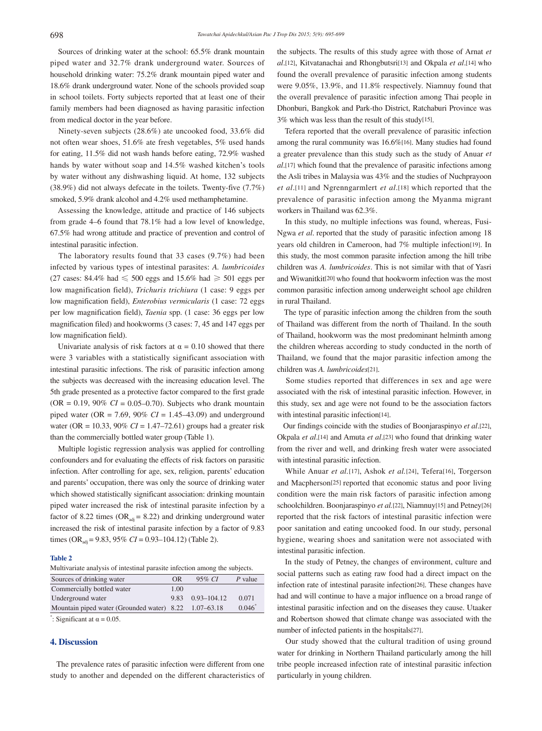Sources of drinking water at the school: 65.5% drank mountain piped water and 32.7% drank underground water. Sources of household drinking water: 75.2% drank mountain piped water and 18.6% drank underground water. None of the schools provided soap in school toilets. Forty subjects reported that at least one of their family members had been diagnosed as having parasitic infection from medical doctor in the year before.

Ninety-seven subjects (28.6%) ate uncooked food, 33.6% did not often wear shoes, 51.6% ate fresh vegetables, 5% used hands for eating, 11.5% did not wash hands before eating, 72.9% washed hands by water without soap and 14.5% washed kitchen's tools by water without any dishwashing liquid. At home, 132 subjects (38.9%) did not always defecate in the toilets. Twenty-five (7.7%) smoked, 5.9% drank alcohol and 4.2% used methamphetamine.

Assessing the knowledge, attitude and practice of 146 subjects from grade 4–6 found that 78.1% had a low level of knowledge, 67.5% had wrong attitude and practice of prevention and control of intestinal parasitic infection.

The laboratory results found that 33 cases (9.7%) had been infected by various types of intestinal parasites: *A. lumbricoides* (27 cases: 84.4% had $\leqslant$ 500 eggs and 15.6% had $\geqslant$ 501 eggs per low magnification field), *Trichuris trichiura* (1 case: 9 eggs per low magnification field), *Enterobius vermicularis* (1 case: 72 eggs per low magnification field), *Taenia* spp. (1 case: 36 eggs per low magnification filed) and hookworms (3 cases: 7, 45 and 147 eggs per low magnification field).

Univariate analysis of risk factors at $\alpha = 0.10$ showed that there were 3 variables with a statistically significant association with intestinal parasitic infections. The risk of parasitic infection among the subjects was decreased with the increasing education level. The 5th grade presented as a protective factor compared to the first grade (OR = 0.19, 90% *CI* = 0.05–0.70). Subjects who drank mountain piped water (OR = 7.69, 90% *CI* = 1.45–43.09) and underground water (OR = 10.33, 90% *CI* = 1.47–72.61) groups had a greater risk than the commercially bottled water group (Table 1).

Multiple logistic regression analysis was applied for controlling confounders and for evaluating the effects of risk factors on parasitic infection. After controlling for age, sex, religion, parents' education and parents' occupation, there was only the source of drinking water which showed statistically significant association: drinking mountain piped water increased the risk of intestinal parasite infection by a factor of 8.22 times ($OR_{adj}$ = 8.22) and drinking underground water increased the risk of intestinal parasite infection by a factor of 9.83 times ($OR_{adj}$ = 9.83, 95% *CI* = 0.93–104.12) (Table 2).

**Table 2**

Multivariate analysis of intestinal parasite infection among the subjects.

| Sources of drinking water | OR | 95% *CI* | *P* value |
|---|---|---|---|
| Commercially bottled water | 1.00 | | |
| Underground water | 9.83 | 0.93–104.12 | 0.071 |
| Mountain piped water (Grounded water) | 8.22 | 1.07–63.18 | 0.046* |

*: Significant at $\alpha = 0.05$.

## 4. Discussion

The prevalence rates of parasitic infection were different from one study to another and depended on the different characteristics of the subjects. The results of this study agree with those of Arnat *et al*.[12], Kitvatanachai and Rhongbutsri[13] and Okpala *et al*.[14] who found the overall prevalence of parasitic infection among students were 9.05%, 13.9%, and 11.8% respectively. Niamnuy found that the overall prevalence of parasitic infection among Thai people in Dhonburi, Bangkok and Park-tho District, Ratchaburi Province was 3% which was less than the result of this study[15].

Tefera reported that the overall prevalence of parasitic infection among the rural community was 16.6%[16]. Many studies had found a greater prevalence than this study such as the study of Anuar *et al*.[17] which found that the prevalence of parasitic infections among the Asli tribes in Malaysia was 43% and the studies of Nuchprayoon *et al*.[11] and Ngrenngarmlert *et al*.[18] which reported that the prevalence of parasitic infection among the Myanma migrant workers in Thailand was 62.3%.

In this study, no multiple infections was found, whereas, Fusi-Ngwa *et al*. reported that the study of parasitic infection among 18 years old children in Cameroon, had 7% multiple infection[19]. In this study, the most common parasite infection among the hill tribe children was *A. lumbricoides*. This is not similar with that of Yasri and Wiwanitkit[20] who found that hookworm infection was the most common parasitic infection among underweight school age children in rural Thailand.

The type of parasitic infection among the children from the south of Thailand was different from the north of Thailand. In the south of Thailand, hookworm was the most predominant helminth among the children whereas according to study conducted in the north of Thailand, we found that the major parasitic infection among the children was *A. lumbricoides*[21].

Some studies reported that differences in sex and age were associated with the risk of intestinal parasitic infection. However, in this study, sex and age were not found to be the association factors with intestinal parasitic infection[14].

Our findings coincide with the studies of Boonjaraspinyo *et al*.[22], Okpala *et al*.[14] and Amuta *et al*.[23] who found that drinking water from the river and well, and drinking fresh water were associated with intestinal parasitic infection.

While Anuar *et al*.[17], Ashok *et al*.[24], Tefera[16], Torgerson and Macpherson[25] reported that economic status and poor living condition were the main risk factors of parasitic infection among schoolchildren. Boonjaraspinyo *et al*.[22], Niamnuy[15] and Petney[26] reported that the risk factors of intestinal parasitic infection were poor sanitation and eating uncooked food. In our study, personal hygiene, wearing shoes and sanitation were not associated with intestinal parasitic infection.

In the study of Petney, the changes of environment, culture and social patterns such as eating raw food had a direct impact on the infection rate of intestinal parasite infection[26]. These changes have had and will continue to have a major influence on a broad range of intestinal parasitic infection and on the diseases they cause. Utaaker and Robertson showed that climate change was associated with the number of infected patients in the hospitals[27].

Our study showed that the cultural tradition of using ground water for drinking in Northern Thailand particularly among the hill tribe people increased infection rate of intestinal parasitic infection particularly in young children.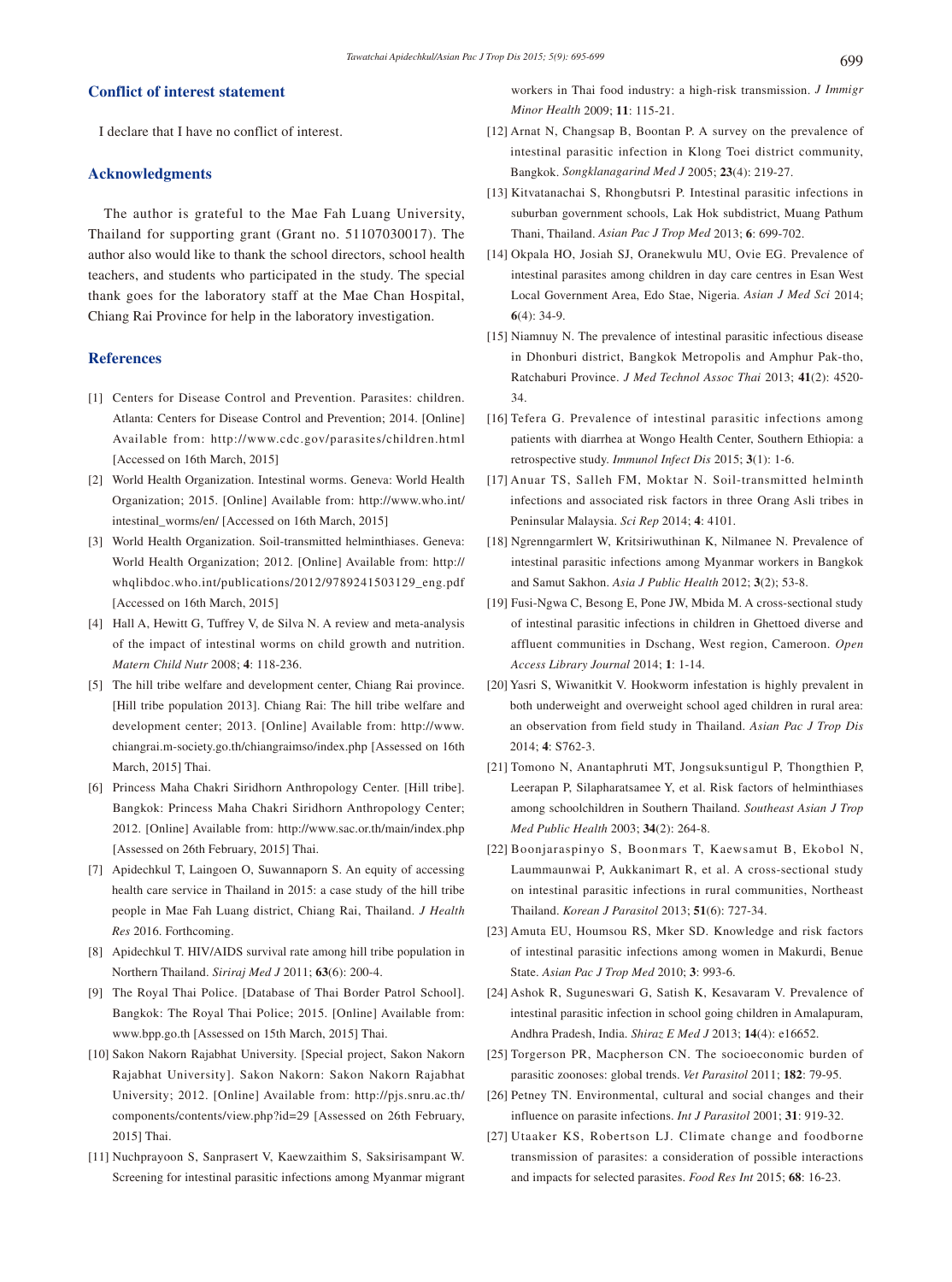## Conflict of interest statement

I declare that I have no conflict of interest.

## Acknowledgments

The author is grateful to the Mae Fah Luang University, Thailand for supporting grant (Grant no. 51107030017). The author also would like to thank the school directors, school health teachers, and students who participated in the study. The special thank goes for the laboratory staff at the Mae Chan Hospital, Chiang Rai Province for help in the laboratory investigation.

## References

[1] Centers for Disease Control and Prevention. Parasites: children. Atlanta: Centers for Disease Control and Prevention; 2014. [Online] Available from: http://www.cdc.gov/parasites/children.html [Accessed on 16th March, 2015]

[2] World Health Organization. Intestinal worms. Geneva: World Health Organization; 2015. [Online] Available from: http://www.who.int/intestinal_worms/en/ [Accessed on 16th March, 2015]

[3] World Health Organization. Soil-transmitted helminthiases. Geneva: World Health Organization; 2012. [Online] Available from: http://whqlibdoc.who.int/publications/2012/9789241503129_eng.pdf [Accessed on 16th March, 2015]

[4] Hall A, Hewitt G, Tuffrey V, de Silva N. A review and meta-analysis of the impact of intestinal worms on child growth and nutrition. *Matern Child Nutr* 2008; **4**: 118-236.

[5] The hill tribe welfare and development center, Chiang Rai province. [Hill tribe population 2013]. Chiang Rai: The hill tribe welfare and development center; 2013. [Online] Available from: http://www.chiangrai.m-society.go.th/chiangraimso/index.php [Assessed on 16th March, 2015] Thai.

[6] Princess Maha Chakri Siridhorn Anthropology Center. [Hill tribe]. Bangkok: Princess Maha Chakri Siridhorn Anthropology Center; 2012. [Online] Available from: http://www.sac.or.th/main/index.php [Assessed on 26th February, 2015] Thai.

[7] Apidechkul T, Laingoen O, Suwannaporn S. An equity of accessing health care service in Thailand in 2015: a case study of the hill tribe people in Mae Fah Luang district, Chiang Rai, Thailand. *J Health Res* 2016. Forthcoming.

[8] Apidechkul T. HIV/AIDS survival rate among hill tribe population in Northern Thailand. *Siriraj Med J* 2011; **63**(6): 200-4.

[9] The Royal Thai Police. [Database of Thai Border Patrol School]. Bangkok: The Royal Thai Police; 2015. [Online] Available from: www.bpp.go.th [Assessed on 15th March, 2015] Thai.

[10] Sakon Nakorn Rajabhat University. [Special project, Sakon Nakorn Rajabhat University]. Sakon Nakorn: Sakon Nakorn Rajabhat University; 2012. [Online] Available from: http://pjs.snru.ac.th/components/contents/view.php?id=29 [Assessed on 26th February, 2015] Thai.

[11] Nuchprayoon S, Sanprasert V, Kaewzaithim S, Saksirisampant W. Screening for intestinal parasitic infections among Myanmar migrant workers in Thai food industry: a high-risk transmission. *J Immigr Minor Health* 2009; **11**: 115-21.

[12] Arnat N, Changsap B, Boontan P. A survey on the prevalence of intestinal parasitic infection in Klong Toei district community, Bangkok. *Songklanagarind Med J* 2005; **23**(4): 219-27.

[13] Kitvatanachai S, Rhongbutsri P. Intestinal parasitic infections in suburban government schools, Lak Hok subdistrict, Muang Pathum Thani, Thailand. *Asian Pac J Trop Med* 2013; **6**: 699-702.

[14] Okpala HO, Josiah SJ, Oranekwulu MU, Ovie EG. Prevalence of intestinal parasites among children in day care centres in Esan West Local Government Area, Edo Stae, Nigeria. *Asian J Med Sci* 2014; **6**(4): 34-9.

[15] Niamnuy N. The prevalence of intestinal parasitic infectious disease in Dhonburi district, Bangkok Metropolis and Amphur Pak-tho, Ratchaburi Province. *J Med Technol Assoc Thai* 2013; **41**(2): 4520-34.

[16] Tefera G. Prevalence of intestinal parasitic infections among patients with diarrhea at Wongo Health Center, Southern Ethiopia: a retrospective study. *Immunol Infect Dis* 2015; **3**(1): 1-6.

[17] Anuar TS, Salleh FM, Moktar N. Soil-transmitted helminth infections and associated risk factors in three Orang Asli tribes in Peninsular Malaysia. *Sci Rep* 2014; **4**: 4101.

[18] Ngrenngarmlert W, Kritsiriwuthinan K, Nilmanee N. Prevalence of intestinal parasitic infections among Myanmar workers in Bangkok and Samut Sakhon. *Asia J Public Health* 2012; **3**(2): 53-8.

[19] Fusi-Ngwa C, Besong E, Pone JW, Mbida M. A cross-sectional study of intestinal parasitic infections in children in Ghettoed diverse and affluent communities in Dschang, West region, Cameroon. *Open Access Library Journal* 2014; **1**: 1-14.

[20] Yasri S, Wiwanitkit V. Hookworm infestation is highly prevalent in both underweight and overweight school aged children in rural area: an observation from field study in Thailand. *Asian Pac J Trop Dis* 2014; **4**: S762-3.

[21] Tomono N, Anantaphruti MT, Jongsuksuntigul P, Thongthien P, Leerapan P, Silapharatsamee Y, et al. Risk factors of helminthiases among schoolchildren in Southern Thailand. *Southeast Asian J Trop Med Public Health* 2003; **34**(2): 264-8.

[22] Boonjaraspinyo S, Boonmars T, Kaewsamut B, Ekobol N, Laummaunwai P, Aukkanimart R, et al. A cross-sectional study on intestinal parasitic infections in rural communities, Northeast Thailand. *Korean J Parasitol* 2013; **51**(6): 727-34.

[23] Amuta EU, Houmsou RS, Mker SD. Knowledge and risk factors of intestinal parasitic infections among women in Makurdi, Benue State. *Asian Pac J Trop Med* 2010; **3**: 993-6.

[24] Ashok R, Suguneswari G, Satish K, Kesavaram V. Prevalence of intestinal parasitic infection in school going children in Amalapuram, Andhra Pradesh, India. *Shiraz E Med J* 2013; **14**(4): e16652.

[25] Torgerson PR, Macpherson CN. The socioeconomic burden of parasitic zoonoses: global trends. *Vet Parasitol* 2011; **182**: 79-95.

[26] Petney TN. Environmental, cultural and social changes and their influence on parasite infections. *Int J Parasitol* 2001; **31**: 919-32.

[27] Utaaker KS, Robertson LJ. Climate change and foodborne transmission of parasites: a consideration of possible interactions and impacts for selected parasites. *Food Res Int* 2015; **68**: 16-23.